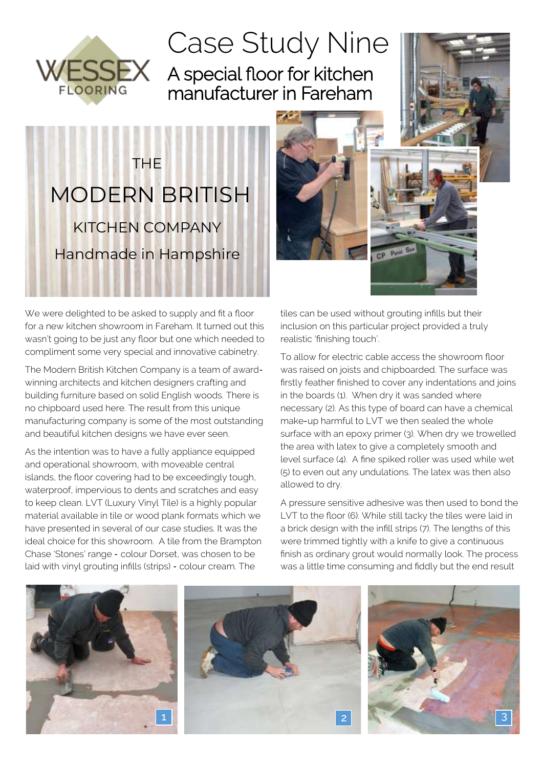# Case Study Nine

## A special floor for kitchen manufacturer in Fareham

THE

MODERN BRITISH

KITCHEN COMPANY

Handmade in Hampshire

We were delighted to be asked to supply and fit a floor for a new kitchen showroom in Fareham. It turned out this wasn't going to be just any floor but one which needed to compliment some very special and innovative cabinetry.

The Modern British Kitchen Company is a team of award-winning architects and kitchen designers crafting and building furniture based on solid English woods. There is no chipboard used here. The result from this unique manufacturing company is some of the most outstanding and beautiful kitchen designs we have ever seen.

As the intention was to have a fully appliance equipped and operational showroom, with moveable central islands, the floor covering had to be exceedingly tough, waterproof, impervious to dents and scratches and easy to keep clean. LVT (Luxury Vinyl Tile) is a highly popular material available in tile or wood plank formats which we have presented in several of our case studies. It was the ideal choice for this showroom. A tile from the Brampton Chase 'Stones' range - colour Dorset, was chosen to be laid with vinyl grouting infills (strips) - colour cream. The tiles can be used without grouting infills but their inclusion on this particular project provided a truly realistic 'finishing touch'.

To allow for electric cable access the showroom floor was raised on joists and chipboarded. The surface was firstly feather finished to cover any indentations and joins in the boards (1). When dry it was sanded where necessary (2). As this type of board can have a chemical make-up harmful to LVT we then sealed the whole surface with an epoxy primer (3). When dry we trowelled the area with latex to give a completely smooth and level surface (4). A fine spiked roller was used while wet (5) to even out any undulations. The latex was then also allowed to dry.

A pressure sensitive adhesive was then used to bond the LVT to the floor (6). While still tacky the tiles were laid in a brick design with the infill strips (7). The lengths of this were trimmed tightly with a knife to give a continuous finish as ordinary grout would normally look. The process was a little time consuming and fiddly but the end result

1

2

3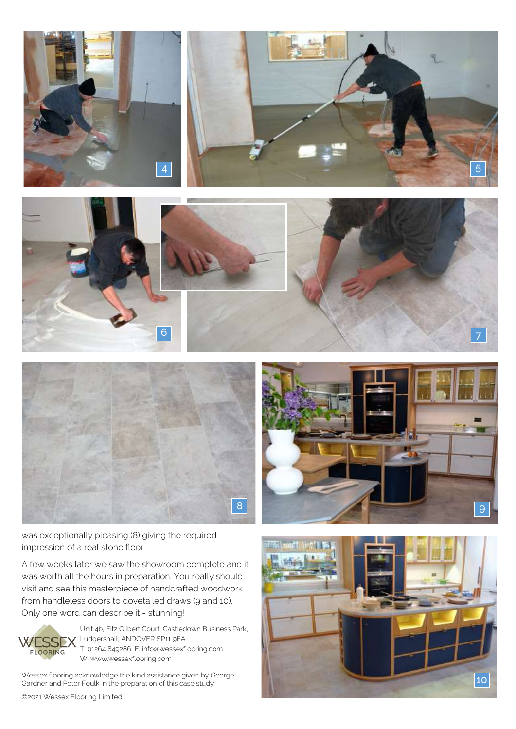was exceptionally pleasing (8) giving the required impression of a real stone floor.

A few weeks later we saw the showroom complete and it was worth all the hours in preparation. You really should visit and see this masterpiece of handcrafted woodwork from handleless doors to dovetailed draws (9 and 10). Only one word can describe it - stunning!

WESSEX FLOORING

Unit 4b, Fitz Gilbert Court, Castledown Business Park, Ludgershall, ANDOVER SP11 9FA.
T: 01264 849286 E: info@wessexflooring.com
W: www.wessexflooring.com

Wessex flooring acknowledge the kind assistance given by George Gardner and Peter Foulk in the preparation of this case study.

©2021 Wessex Flooring Limited.